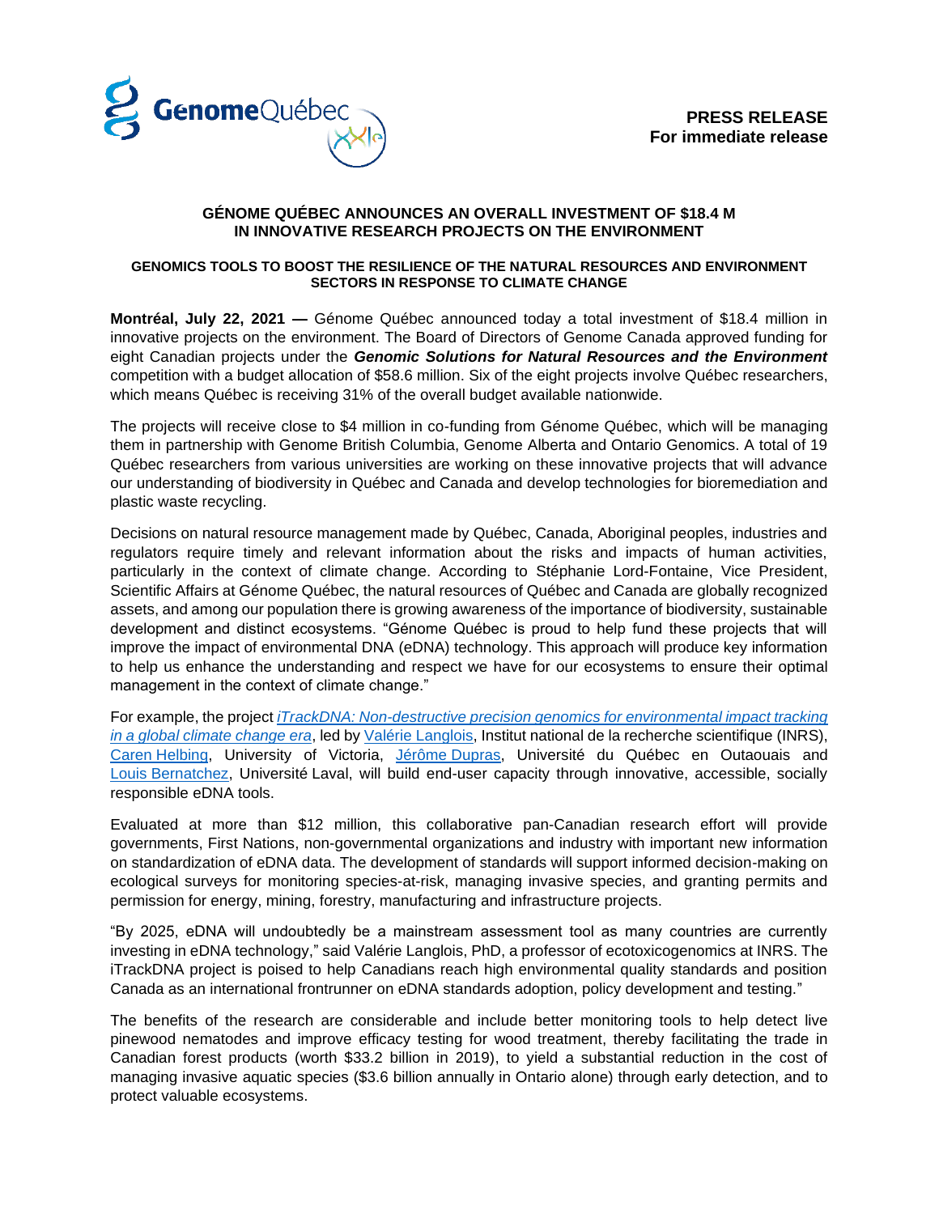**PRESS RELEASE**
**For immediate release**

# GÉNOME QUÉBEC ANNOUNCES AN OVERALL INVESTMENT OF $18.4 M IN INNOVATIVE RESEARCH PROJECTS ON THE ENVIRONMENT

## GENOMICS TOOLS TO BOOST THE RESILIENCE OF THE NATURAL RESOURCES AND ENVIRONMENT SECTORS IN RESPONSE TO CLIMATE CHANGE

**Montréal, July 22, 2021 —** Génome Québec announced today a total investment of $18.4 million in innovative projects on the environment. The Board of Directors of Genome Canada approved funding for eight Canadian projects under the ***Genomic Solutions for Natural Resources and the Environment*** competition with a budget allocation of $58.6 million. Six of the eight projects involve Québec researchers, which means Québec is receiving 31% of the overall budget available nationwide.

The projects will receive close to $4 million in co-funding from Génome Québec, which will be managing them in partnership with Genome British Columbia, Genome Alberta and Ontario Genomics. A total of 19 Québec researchers from various universities are working on these innovative projects that will advance our understanding of biodiversity in Québec and Canada and develop technologies for bioremediation and plastic waste recycling.

Decisions on natural resource management made by Québec, Canada, Aboriginal peoples, industries and regulators require timely and relevant information about the risks and impacts of human activities, particularly in the context of climate change. According to Stéphanie Lord-Fontaine, Vice President, Scientific Affairs at Génome Québec, the natural resources of Québec and Canada are globally recognized assets, and among our population there is growing awareness of the importance of biodiversity, sustainable development and distinct ecosystems. "Génome Québec is proud to help fund these projects that will improve the impact of environmental DNA (eDNA) technology. This approach will produce key information to help us enhance the understanding and respect we have for our ecosystems to ensure their optimal management in the context of climate change."

For example, the project *iTrackDNA: Non-destructive precision genomics for environmental impact tracking in a global climate change era*, led by Valérie Langlois, Institut national de la recherche scientifique (INRS), Caren Helbing, University of Victoria, Jérôme Dupras, Université du Québec en Outaouais and Louis Bernatchez, Université Laval, will build end-user capacity through innovative, accessible, socially responsible eDNA tools.

Evaluated at more than $12 million, this collaborative pan-Canadian research effort will provide governments, First Nations, non-governmental organizations and industry with important new information on standardization of eDNA data. The development of standards will support informed decision-making on ecological surveys for monitoring species-at-risk, managing invasive species, and granting permits and permission for energy, mining, forestry, manufacturing and infrastructure projects.

"By 2025, eDNA will undoubtedly be a mainstream assessment tool as many countries are currently investing in eDNA technology," said Valérie Langlois, PhD, a professor of ecotoxicogenomics at INRS. The iTrackDNA project is poised to help Canadians reach high environmental quality standards and position Canada as an international frontrunner on eDNA standards adoption, policy development and testing."

The benefits of the research are considerable and include better monitoring tools to help detect live pinewood nematodes and improve efficacy testing for wood treatment, thereby facilitating the trade in Canadian forest products (worth $33.2 billion in 2019), to yield a substantial reduction in the cost of managing invasive aquatic species ($3.6 billion annually in Ontario alone) through early detection, and to protect valuable ecosystems.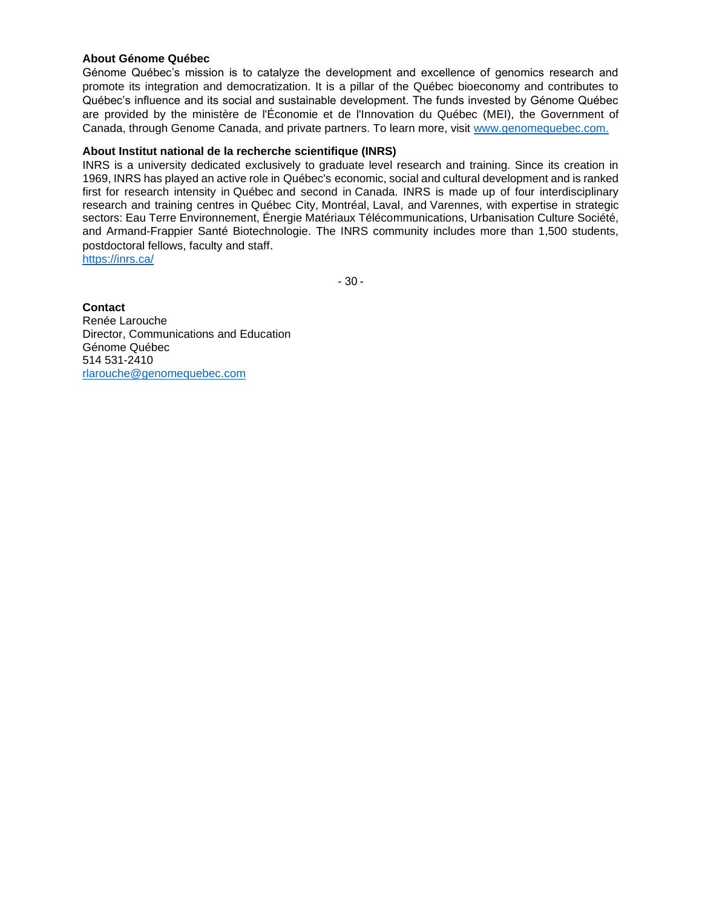**About Génome Québec**

Génome Québec's mission is to catalyze the development and excellence of genomics research and promote its integration and democratization. It is a pillar of the Québec bioeconomy and contributes to Québec's influence and its social and sustainable development. The funds invested by Génome Québec are provided by the ministère de l'Économie et de l'Innovation du Québec (MEI), the Government of Canada, through Genome Canada, and private partners. To learn more, visit [www.genomequebec.com.](http://www.genomequebec.com)

**About Institut national de la recherche scientifique (INRS)**

INRS is a university dedicated exclusively to graduate level research and training. Since its creation in 1969, INRS has played an active role in Québec's economic, social and cultural development and is ranked first for research intensity in Québec and second in Canada. INRS is made up of four interdisciplinary research and training centres in Québec City, Montréal, Laval, and Varennes, with expertise in strategic sectors: Eau Terre Environnement, Énergie Matériaux Télécommunications, Urbanisation Culture Société, and Armand-Frappier Santé Biotechnologie. The INRS community includes more than 1,500 students, postdoctoral fellows, faculty and staff.
[https://inrs.ca/](https://inrs.ca/)

- 30 -

**Contact**
Renée Larouche
Director, Communications and Education
Génome Québec
514 531-2410
[rlarouche@genomequebec.com](mailto:rlarouche@genomequebec.com)